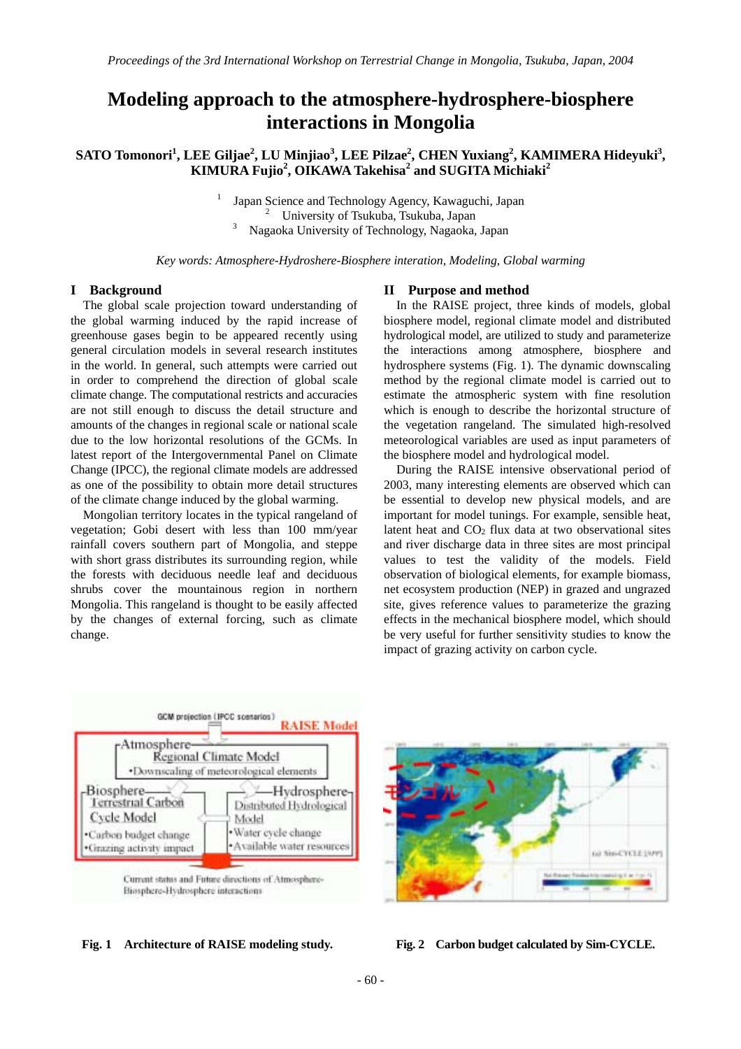# Modeling approach to the atmosphere-hydrosphere-biosphere interactions in Mongolia

**SATO Tomonori[1], LEE Giljae[2], LU Minjiao[3], LEE Pilzae[2], CHEN Yuxiang[2], KAMIMERA Hideyuki[3], KIMURA Fujio[2], OIKAWA Takehisa[2] and SUGITA Michiaki[2]**

[1] Japan Science and Technology Agency, Kawaguchi, Japan
[2] University of Tsukuba, Tsukuba, Japan
[3] Nagaoka University of Technology, Nagaoka, Japan

*Key words: Atmosphere-Hydroshere-Biosphere interation, Modeling, Global warming*

## I Background

The global scale projection toward understanding of the global warming induced by the rapid increase of greenhouse gases begin to be appeared recently using general circulation models in several research institutes in the world. In general, such attempts were carried out in order to comprehend the direction of global scale climate change. The computational restricts and accuracies are not still enough to discuss the detail structure and amounts of the changes in regional scale or national scale due to the low horizontal resolutions of the GCMs. In latest report of the Intergovernmental Panel on Climate Change (IPCC), the regional climate models are addressed as one of the possibility to obtain more detail structures of the climate change induced by the global warming.

Mongolian territory locates in the typical rangeland of vegetation; Gobi desert with less than 100 mm/year rainfall covers southern part of Mongolia, and steppe with short grass distributes its surrounding region, while the forests with deciduous needle leaf and deciduous shrubs cover the mountainous region in northern Mongolia. This rangeland is thought to be easily affected by the changes of external forcing, such as climate change.

## II Purpose and method

In the RAISE project, three kinds of models, global biosphere model, regional climate model and distributed hydrological model, are utilized to study and parameterize the interactions among atmosphere, biosphere and hydrosphere systems (Fig. 1). The dynamic downscaling method by the regional climate model is carried out to estimate the atmospheric system with fine resolution which is enough to describe the horizontal structure of the vegetation rangeland. The simulated high-resolved meteorological variables are used as input parameters of the biosphere model and hydrological model.

During the RAISE intensive observational period of 2003, many interesting elements are observed which can be essential to develop new physical models, and are important for model tunings. For example, sensible heat, latent heat and $CO_2$ flux data at two observational sites and river discharge data in three sites are most principal values to test the validity of the models. Field observation of biological elements, for example biomass, net ecosystem production (NEP) in grazed and ungrazed site, gives reference values to parameterize the grazing effects in the mechanical biosphere model, which should be very useful for further sensitivity studies to know the impact of grazing activity on carbon cycle.

**Fig. 1 Architecture of RAISE modeling study.**

**Fig. 2 Carbon budget calculated by Sim-CYCLE.**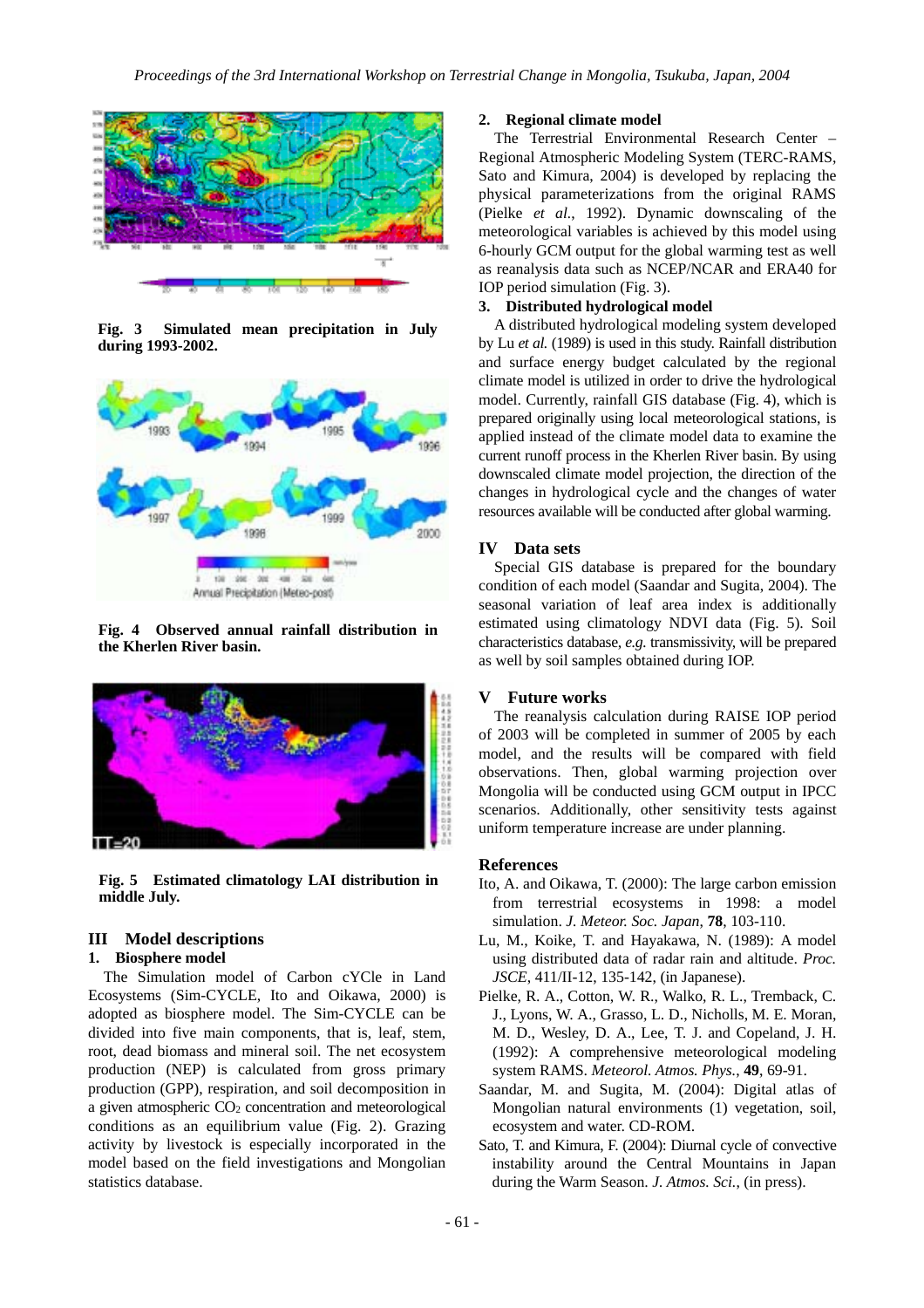**Fig. 3 Simulated mean precipitation in July during 1993-2002.**

1993 1994 1995 1996 1997 1998 1999 2000

Annual Precipitation (Meteo-post)

**Fig. 4 Observed annual rainfall distribution in the Kherlen River basin.**

TT=20

**Fig. 5 Estimated climatology LAI distribution in middle July.**

## III Model descriptions

### 1. Biosphere model

The Simulation model of Carbon cYCle in Land Ecosystems (Sim-CYCLE, Ito and Oikawa, 2000) is adopted as biosphere model. The Sim-CYCLE can be divided into five main components, that is, leaf, stem, root, dead biomass and mineral soil. The net ecosystem production (NEP) is calculated from gross primary production (GPP), respiration, and soil decomposition in a given atmospheric $CO_2$ concentration and meteorological conditions as an equilibrium value (Fig. 2). Grazing activity by livestock is especially incorporated in the model based on the field investigations and Mongolian statistics database.

### 2. Regional climate model

The Terrestrial Environmental Research Center – Regional Atmospheric Modeling System (TERC-RAMS, Sato and Kimura, 2004) is developed by replacing the physical parameterizations from the original RAMS (Pielke *et al.*, 1992). Dynamic downscaling of the meteorological variables is achieved by this model using 6-hourly GCM output for the global warming test as well as reanalysis data such as NCEP/NCAR and ERA40 for IOP period simulation (Fig. 3).

### 3. Distributed hydrological model

A distributed hydrological modeling system developed by Lu *et al.* (1989) is used in this study. Rainfall distribution and surface energy budget calculated by the regional climate model is utilized in order to drive the hydrological model. Currently, rainfall GIS database (Fig. 4), which is prepared originally using local meteorological stations, is applied instead of the climate model data to examine the current runoff process in the Kherlen River basin. By using downscaled climate model projection, the direction of the changes in hydrological cycle and the changes of water resources available will be conducted after global warming.

## IV Data sets

Special GIS database is prepared for the boundary condition of each model (Saandar and Sugita, 2004). The seasonal variation of leaf area index is additionally estimated using climatology NDVI data (Fig. 5). Soil characteristics database, *e.g.* transmissivity, will be prepared as well by soil samples obtained during IOP.

## V Future works

The reanalysis calculation during RAISE IOP period of 2003 will be completed in summer of 2005 by each model, and the results will be compared with field observations. Then, global warming projection over Mongolia will be conducted using GCM output in IPCC scenarios. Additionally, other sensitivity tests against uniform temperature increase are under planning.

## References

Ito, A. and Oikawa, T. (2000): The large carbon emission from terrestrial ecosystems in 1998: a model simulation. *J. Meteor. Soc. Japan*, **78**, 103-110.

Lu, M., Koike, T. and Hayakawa, N. (1989): A model using distributed data of radar rain and altitude. *Proc. JSCE*, 411/II-12, 135-142, (in Japanese).

Pielke, R. A., Cotton, W. R., Walko, R. L., Tremback, C. J., Lyons, W. A., Grasso, L. D., Nicholls, M. E. Moran, M. D., Wesley, D. A., Lee, T. J. and Copeland, J. H. (1992): A comprehensive meteorological modeling system RAMS. *Meteorol. Atmos. Phys.*, **49**, 69-91.

Saandar, M. and Sugita, M. (2004): Digital atlas of Mongolian natural environments (1) vegetation, soil, ecosystem and water. CD-ROM.

Sato, T. and Kimura, F. (2004): Diurnal cycle of convective instability around the Central Mountains in Japan during the Warm Season. *J. Atmos. Sci.*, (in press).